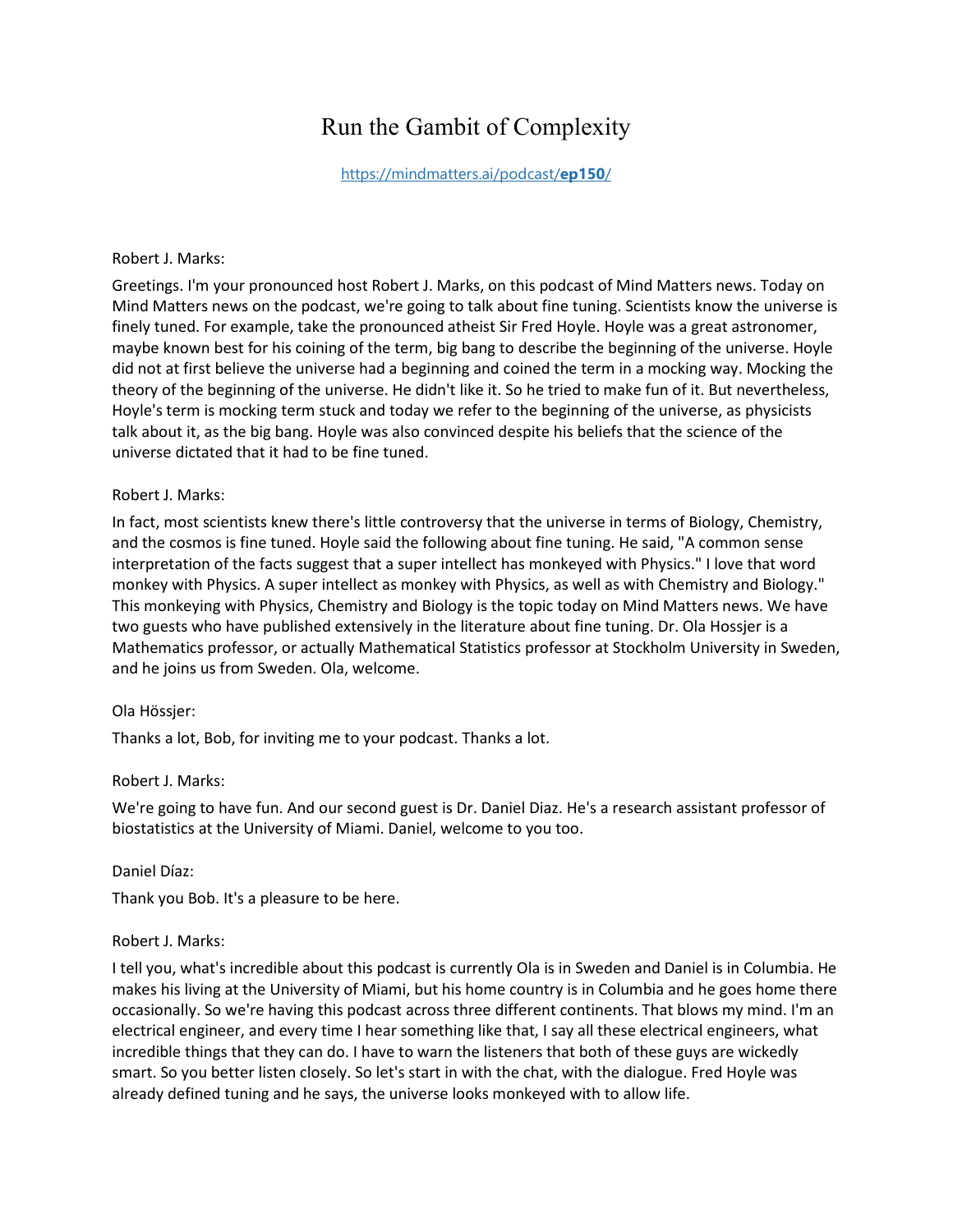# Run the Gambit of Complexity

https://mindmatters.ai/podcast/**ep150**/

Robert J. Marks:

Greetings. I'm your pronounced host Robert J. Marks, on this podcast of Mind Matters news. Today on Mind Matters news on the podcast, we're going to talk about fine tuning. Scientists know the universe is finely tuned. For example, take the pronounced atheist Sir Fred Hoyle. Hoyle was a great astronomer, maybe known best for his coining of the term, big bang to describe the beginning of the universe. Hoyle did not at first believe the universe had a beginning and coined the term in a mocking way. Mocking the theory of the beginning of the universe. He didn't like it. So he tried to make fun of it. But nevertheless, Hoyle's term is mocking term stuck and today we refer to the beginning of the universe, as physicists talk about it, as the big bang. Hoyle was also convinced despite his beliefs that the science of the universe dictated that it had to be fine tuned.

Robert J. Marks:

In fact, most scientists knew there's little controversy that the universe in terms of Biology, Chemistry, and the cosmos is fine tuned. Hoyle said the following about fine tuning. He said, "A common sense interpretation of the facts suggest that a super intellect has monkeyed with Physics." I love that word monkey with Physics. A super intellect as monkey with Physics, as well as with Chemistry and Biology." This monkeying with Physics, Chemistry and Biology is the topic today on Mind Matters news. We have two guests who have published extensively in the literature about fine tuning. Dr. Ola Hossjer is a Mathematics professor, or actually Mathematical Statistics professor at Stockholm University in Sweden, and he joins us from Sweden. Ola, welcome.

Ola Hössjer:

Thanks a lot, Bob, for inviting me to your podcast. Thanks a lot.

Robert J. Marks:

We're going to have fun. And our second guest is Dr. Daniel Diaz. He's a research assistant professor of biostatistics at the University of Miami. Daniel, welcome to you too.

Daniel Díaz:

Thank you Bob. It's a pleasure to be here.

Robert J. Marks:

I tell you, what's incredible about this podcast is currently Ola is in Sweden and Daniel is in Columbia. He makes his living at the University of Miami, but his home country is in Columbia and he goes home there occasionally. So we're having this podcast across three different continents. That blows my mind. I'm an electrical engineer, and every time I hear something like that, I say all these electrical engineers, what incredible things that they can do. I have to warn the listeners that both of these guys are wickedly smart. So you better listen closely. So let's start in with the chat, with the dialogue. Fred Hoyle was already defined tuning and he says, the universe looks monkeyed with to allow life.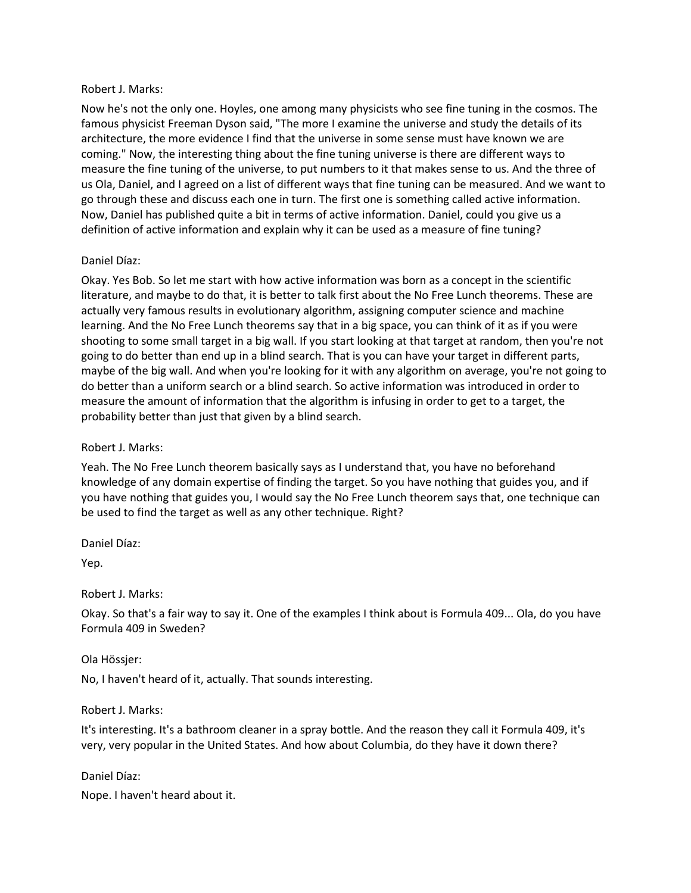Robert J. Marks:

Now he's not the only one. Hoyles, one among many physicists who see fine tuning in the cosmos. The famous physicist Freeman Dyson said, "The more I examine the universe and study the details of its architecture, the more evidence I find that the universe in some sense must have known we are coming." Now, the interesting thing about the fine tuning universe is there are different ways to measure the fine tuning of the universe, to put numbers to it that makes sense to us. And the three of us Ola, Daniel, and I agreed on a list of different ways that fine tuning can be measured. And we want to go through these and discuss each one in turn. The first one is something called active information. Now, Daniel has published quite a bit in terms of active information. Daniel, could you give us a definition of active information and explain why it can be used as a measure of fine tuning?

Daniel Díaz:

Okay. Yes Bob. So let me start with how active information was born as a concept in the scientific literature, and maybe to do that, it is better to talk first about the No Free Lunch theorems. These are actually very famous results in evolutionary algorithm, assigning computer science and machine learning. And the No Free Lunch theorems say that in a big space, you can think of it as if you were shooting to some small target in a big wall. If you start looking at that target at random, then you're not going to do better than end up in a blind search. That is you can have your target in different parts, maybe of the big wall. And when you're looking for it with any algorithm on average, you're not going to do better than a uniform search or a blind search. So active information was introduced in order to measure the amount of information that the algorithm is infusing in order to get to a target, the probability better than just that given by a blind search.

Robert J. Marks:

Yeah. The No Free Lunch theorem basically says as I understand that, you have no beforehand knowledge of any domain expertise of finding the target. So you have nothing that guides you, and if you have nothing that guides you, I would say the No Free Lunch theorem says that, one technique can be used to find the target as well as any other technique. Right?

Daniel Díaz:

Yep.

Robert J. Marks:

Okay. So that's a fair way to say it. One of the examples I think about is Formula 409... Ola, do you have Formula 409 in Sweden?

Ola Hössjer:

No, I haven't heard of it, actually. That sounds interesting.

Robert J. Marks:

It's interesting. It's a bathroom cleaner in a spray bottle. And the reason they call it Formula 409, it's very, very popular in the United States. And how about Columbia, do they have it down there?

Daniel Díaz:

Nope. I haven't heard about it.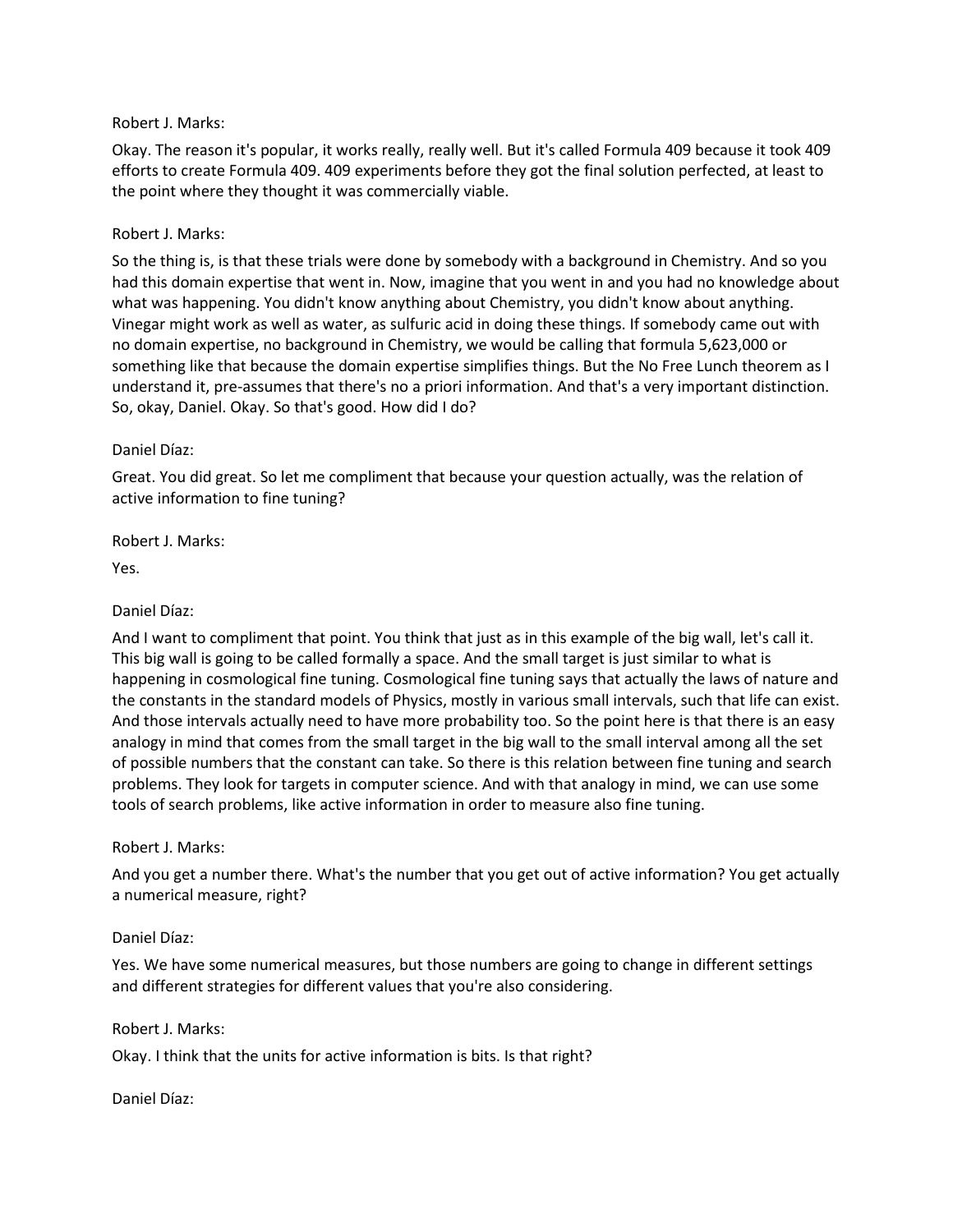Robert J. Marks:

Okay. The reason it's popular, it works really, really well. But it's called Formula 409 because it took 409 efforts to create Formula 409. 409 experiments before they got the final solution perfected, at least to the point where they thought it was commercially viable.

Robert J. Marks:

So the thing is, is that these trials were done by somebody with a background in Chemistry. And so you had this domain expertise that went in. Now, imagine that you went in and you had no knowledge about what was happening. You didn't know anything about Chemistry, you didn't know about anything. Vinegar might work as well as water, as sulfuric acid in doing these things. If somebody came out with no domain expertise, no background in Chemistry, we would be calling that formula 5,623,000 or something like that because the domain expertise simplifies things. But the No Free Lunch theorem as I understand it, pre-assumes that there's no a priori information. And that's a very important distinction. So, okay, Daniel. Okay. So that's good. How did I do?

Daniel Díaz:

Great. You did great. So let me compliment that because your question actually, was the relation of active information to fine tuning?

Robert J. Marks:

Yes.

Daniel Díaz:

And I want to compliment that point. You think that just as in this example of the big wall, let's call it. This big wall is going to be called formally a space. And the small target is just similar to what is happening in cosmological fine tuning. Cosmological fine tuning says that actually the laws of nature and the constants in the standard models of Physics, mostly in various small intervals, such that life can exist. And those intervals actually need to have more probability too. So the point here is that there is an easy analogy in mind that comes from the small target in the big wall to the small interval among all the set of possible numbers that the constant can take. So there is this relation between fine tuning and search problems. They look for targets in computer science. And with that analogy in mind, we can use some tools of search problems, like active information in order to measure also fine tuning.

Robert J. Marks:

And you get a number there. What's the number that you get out of active information? You get actually a numerical measure, right?

Daniel Díaz:

Yes. We have some numerical measures, but those numbers are going to change in different settings and different strategies for different values that you're also considering.

Robert J. Marks:

Okay. I think that the units for active information is bits. Is that right?

Daniel Díaz: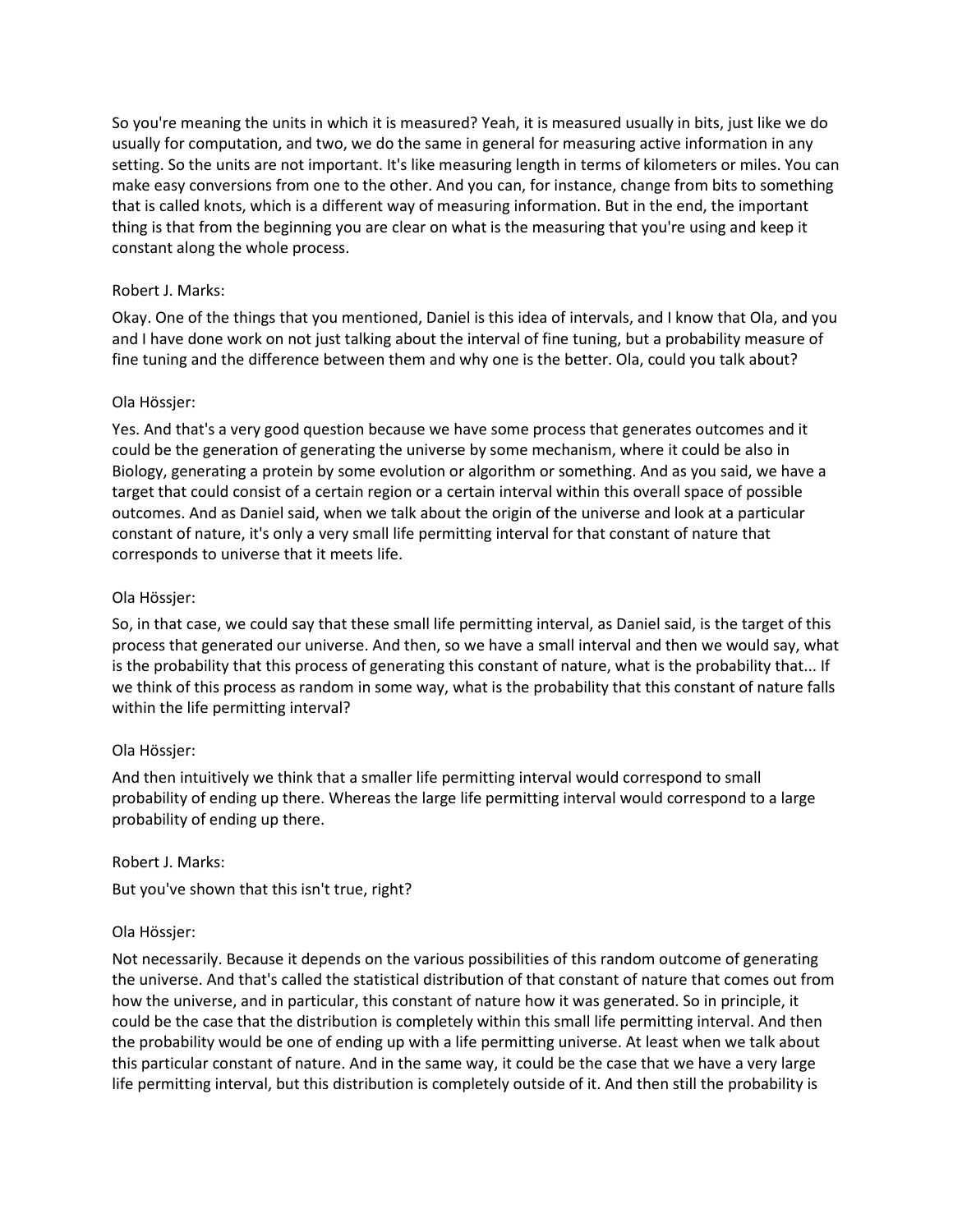So you're meaning the units in which it is measured? Yeah, it is measured usually in bits, just like we do usually for computation, and two, we do the same in general for measuring active information in any setting. So the units are not important. It's like measuring length in terms of kilometers or miles. You can make easy conversions from one to the other. And you can, for instance, change from bits to something that is called knots, which is a different way of measuring information. But in the end, the important thing is that from the beginning you are clear on what is the measuring that you're using and keep it constant along the whole process.

Robert J. Marks:

Okay. One of the things that you mentioned, Daniel is this idea of intervals, and I know that Ola, and you and I have done work on not just talking about the interval of fine tuning, but a probability measure of fine tuning and the difference between them and why one is the better. Ola, could you talk about?

Ola Hössjer:

Yes. And that's a very good question because we have some process that generates outcomes and it could be the generation of generating the universe by some mechanism, where it could be also in Biology, generating a protein by some evolution or algorithm or something. And as you said, we have a target that could consist of a certain region or a certain interval within this overall space of possible outcomes. And as Daniel said, when we talk about the origin of the universe and look at a particular constant of nature, it's only a very small life permitting interval for that constant of nature that corresponds to universe that it meets life.

Ola Hössjer:

So, in that case, we could say that these small life permitting interval, as Daniel said, is the target of this process that generated our universe. And then, so we have a small interval and then we would say, what is the probability that this process of generating this constant of nature, what is the probability that... If we think of this process as random in some way, what is the probability that this constant of nature falls within the life permitting interval?

Ola Hössjer:

And then intuitively we think that a smaller life permitting interval would correspond to small probability of ending up there. Whereas the large life permitting interval would correspond to a large probability of ending up there.

Robert J. Marks:

But you've shown that this isn't true, right?

Ola Hössjer:

Not necessarily. Because it depends on the various possibilities of this random outcome of generating the universe. And that's called the statistical distribution of that constant of nature that comes out from how the universe, and in particular, this constant of nature how it was generated. So in principle, it could be the case that the distribution is completely within this small life permitting interval. And then the probability would be one of ending up with a life permitting universe. At least when we talk about this particular constant of nature. And in the same way, it could be the case that we have a very large life permitting interval, but this distribution is completely outside of it. And then still the probability is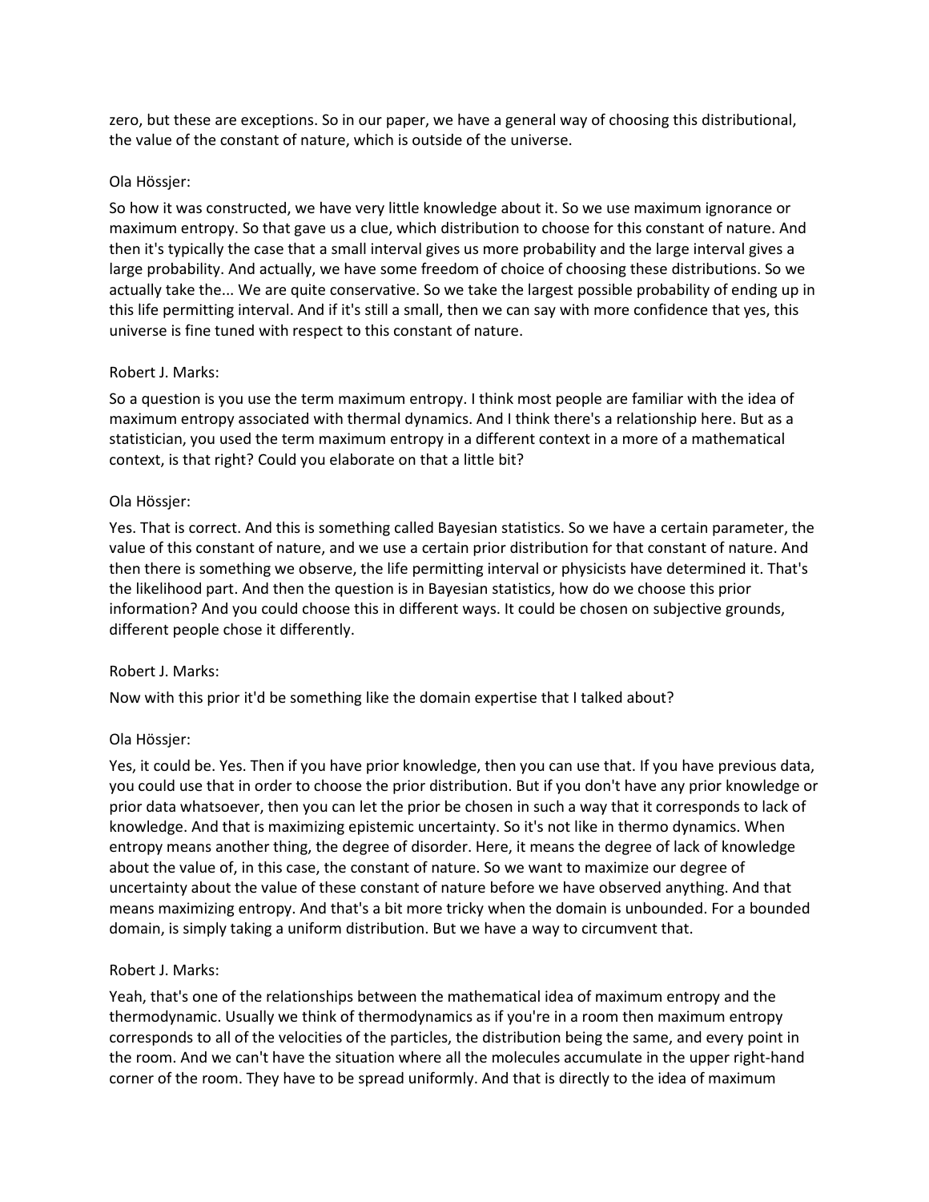zero, but these are exceptions. So in our paper, we have a general way of choosing this distributional, the value of the constant of nature, which is outside of the universe.

Ola Hössjer:

So how it was constructed, we have very little knowledge about it. So we use maximum ignorance or maximum entropy. So that gave us a clue, which distribution to choose for this constant of nature. And then it's typically the case that a small interval gives us more probability and the large interval gives a large probability. And actually, we have some freedom of choice of choosing these distributions. So we actually take the... We are quite conservative. So we take the largest possible probability of ending up in this life permitting interval. And if it's still a small, then we can say with more confidence that yes, this universe is fine tuned with respect to this constant of nature.

Robert J. Marks:

So a question is you use the term maximum entropy. I think most people are familiar with the idea of maximum entropy associated with thermal dynamics. And I think there's a relationship here. But as a statistician, you used the term maximum entropy in a different context in a more of a mathematical context, is that right? Could you elaborate on that a little bit?

Ola Hössjer:

Yes. That is correct. And this is something called Bayesian statistics. So we have a certain parameter, the value of this constant of nature, and we use a certain prior distribution for that constant of nature. And then there is something we observe, the life permitting interval or physicists have determined it. That's the likelihood part. And then the question is in Bayesian statistics, how do we choose this prior information? And you could choose this in different ways. It could be chosen on subjective grounds, different people chose it differently.

Robert J. Marks:

Now with this prior it'd be something like the domain expertise that I talked about?

Ola Hössjer:

Yes, it could be. Yes. Then if you have prior knowledge, then you can use that. If you have previous data, you could use that in order to choose the prior distribution. But if you don't have any prior knowledge or prior data whatsoever, then you can let the prior be chosen in such a way that it corresponds to lack of knowledge. And that is maximizing epistemic uncertainty. So it's not like in thermo dynamics. When entropy means another thing, the degree of disorder. Here, it means the degree of lack of knowledge about the value of, in this case, the constant of nature. So we want to maximize our degree of uncertainty about the value of these constant of nature before we have observed anything. And that means maximizing entropy. And that's a bit more tricky when the domain is unbounded. For a bounded domain, is simply taking a uniform distribution. But we have a way to circumvent that.

Robert J. Marks:

Yeah, that's one of the relationships between the mathematical idea of maximum entropy and the thermodynamic. Usually we think of thermodynamics as if you're in a room then maximum entropy corresponds to all of the velocities of the particles, the distribution being the same, and every point in the room. And we can't have the situation where all the molecules accumulate in the upper right-hand corner of the room. They have to be spread uniformly. And that is directly to the idea of maximum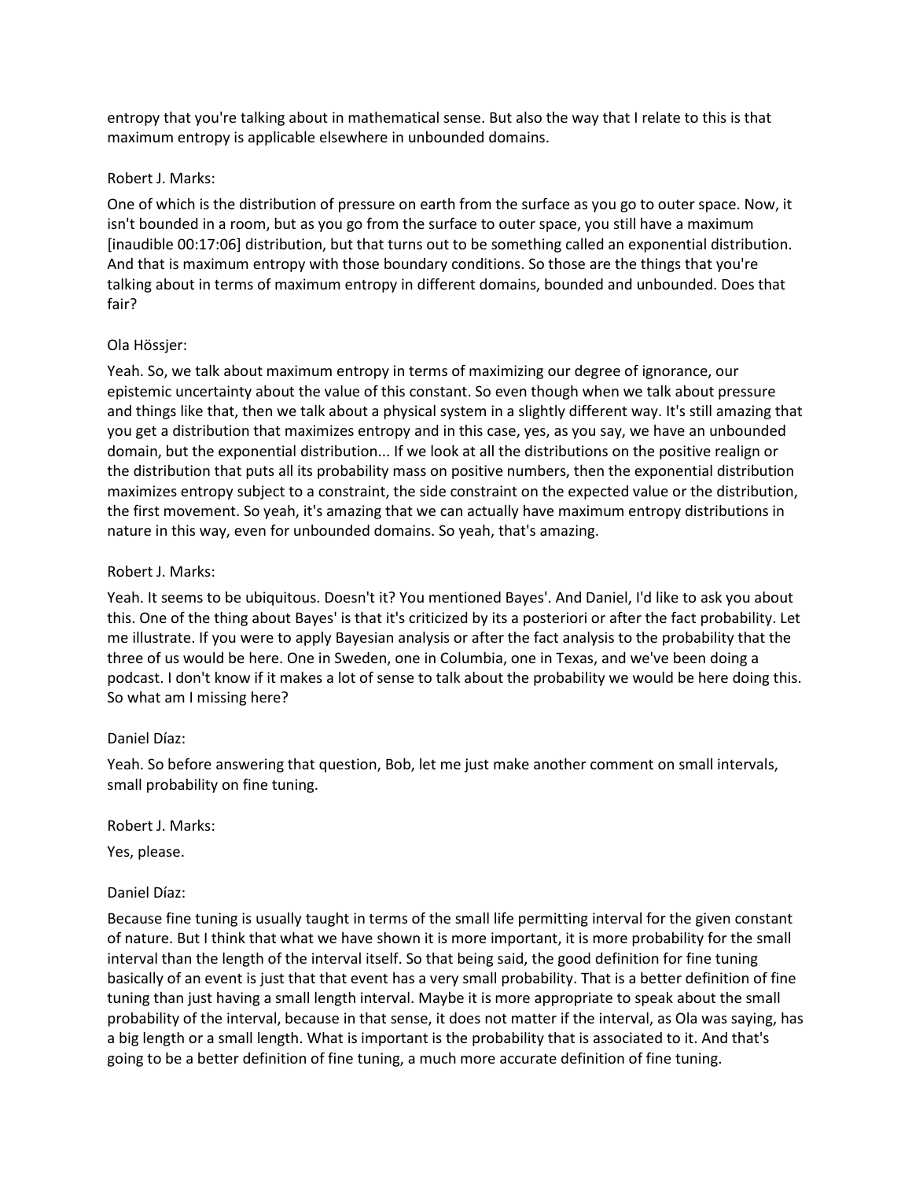entropy that you're talking about in mathematical sense. But also the way that I relate to this is that maximum entropy is applicable elsewhere in unbounded domains.

Robert J. Marks:

One of which is the distribution of pressure on earth from the surface as you go to outer space. Now, it isn't bounded in a room, but as you go from the surface to outer space, you still have a maximum [inaudible 00:17:06] distribution, but that turns out to be something called an exponential distribution. And that is maximum entropy with those boundary conditions. So those are the things that you're talking about in terms of maximum entropy in different domains, bounded and unbounded. Does that fair?

Ola Hössjer:

Yeah. So, we talk about maximum entropy in terms of maximizing our degree of ignorance, our epistemic uncertainty about the value of this constant. So even though when we talk about pressure and things like that, then we talk about a physical system in a slightly different way. It's still amazing that you get a distribution that maximizes entropy and in this case, yes, as you say, we have an unbounded domain, but the exponential distribution... If we look at all the distributions on the positive realign or the distribution that puts all its probability mass on positive numbers, then the exponential distribution maximizes entropy subject to a constraint, the side constraint on the expected value or the distribution, the first movement. So yeah, it's amazing that we can actually have maximum entropy distributions in nature in this way, even for unbounded domains. So yeah, that's amazing.

Robert J. Marks:

Yeah. It seems to be ubiquitous. Doesn't it? You mentioned Bayes'. And Daniel, I'd like to ask you about this. One of the thing about Bayes' is that it's criticized by its a posteriori or after the fact probability. Let me illustrate. If you were to apply Bayesian analysis or after the fact analysis to the probability that the three of us would be here. One in Sweden, one in Columbia, one in Texas, and we've been doing a podcast. I don't know if it makes a lot of sense to talk about the probability we would be here doing this. So what am I missing here?

Daniel Díaz:

Yeah. So before answering that question, Bob, let me just make another comment on small intervals, small probability on fine tuning.

Robert J. Marks:

Yes, please.

Daniel Díaz:

Because fine tuning is usually taught in terms of the small life permitting interval for the given constant of nature. But I think that what we have shown it is more important, it is more probability for the small interval than the length of the interval itself. So that being said, the good definition for fine tuning basically of an event is just that that event has a very small probability. That is a better definition of fine tuning than just having a small length interval. Maybe it is more appropriate to speak about the small probability of the interval, because in that sense, it does not matter if the interval, as Ola was saying, has a big length or a small length. What is important is the probability that is associated to it. And that's going to be a better definition of fine tuning, a much more accurate definition of fine tuning.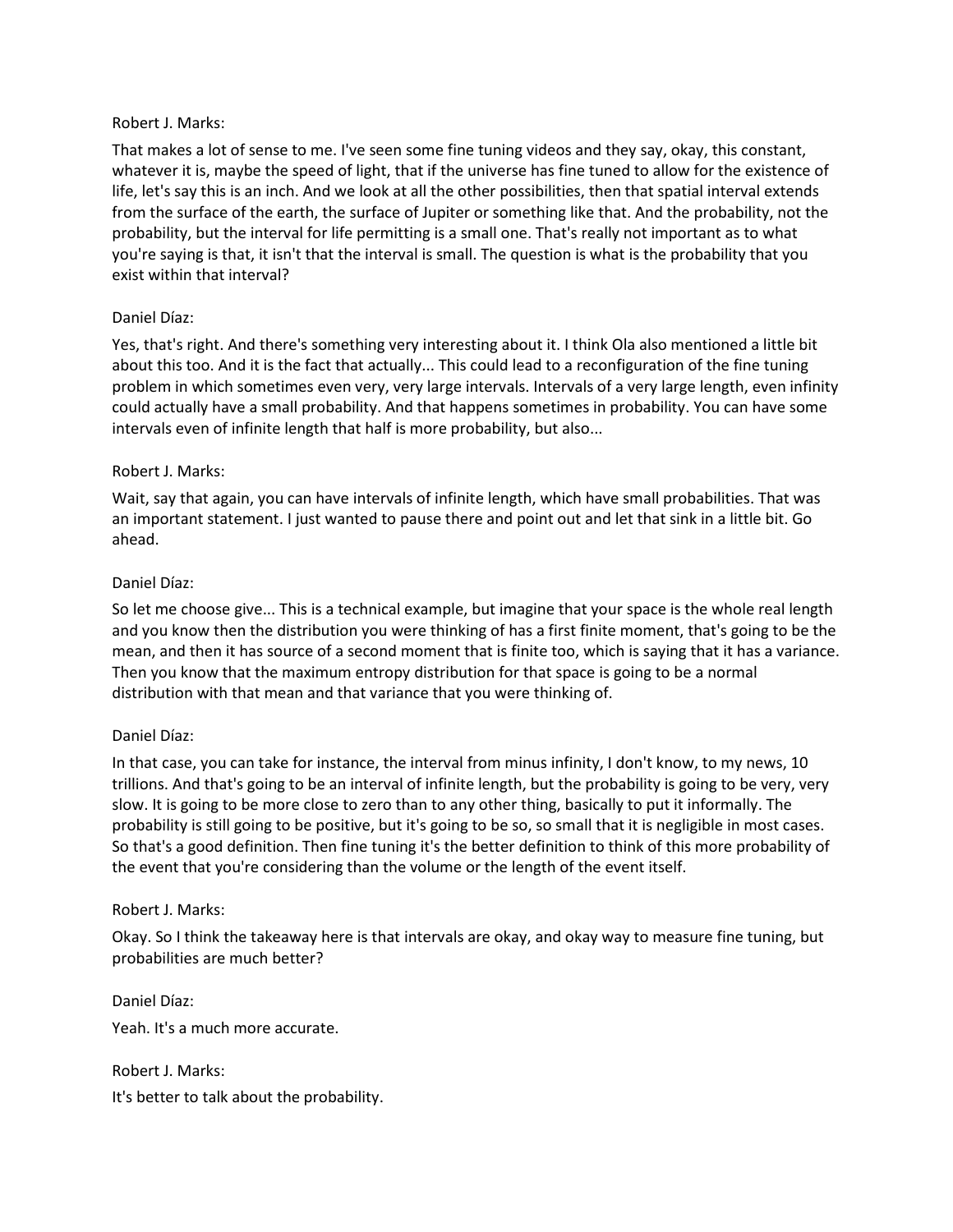Robert J. Marks:

That makes a lot of sense to me. I've seen some fine tuning videos and they say, okay, this constant, whatever it is, maybe the speed of light, that if the universe has fine tuned to allow for the existence of life, let's say this is an inch. And we look at all the other possibilities, then that spatial interval extends from the surface of the earth, the surface of Jupiter or something like that. And the probability, not the probability, but the interval for life permitting is a small one. That's really not important as to what you're saying is that, it isn't that the interval is small. The question is what is the probability that you exist within that interval?

Daniel Díaz:

Yes, that's right. And there's something very interesting about it. I think Ola also mentioned a little bit about this too. And it is the fact that actually... This could lead to a reconfiguration of the fine tuning problem in which sometimes even very, very large intervals. Intervals of a very large length, even infinity could actually have a small probability. And that happens sometimes in probability. You can have some intervals even of infinite length that half is more probability, but also...

Robert J. Marks:

Wait, say that again, you can have intervals of infinite length, which have small probabilities. That was an important statement. I just wanted to pause there and point out and let that sink in a little bit. Go ahead.

Daniel Díaz:

So let me choose give... This is a technical example, but imagine that your space is the whole real length and you know then the distribution you were thinking of has a first finite moment, that's going to be the mean, and then it has source of a second moment that is finite too, which is saying that it has a variance. Then you know that the maximum entropy distribution for that space is going to be a normal distribution with that mean and that variance that you were thinking of.

Daniel Díaz:

In that case, you can take for instance, the interval from minus infinity, I don't know, to my news, 10 trillions. And that's going to be an interval of infinite length, but the probability is going to be very, very slow. It is going to be more close to zero than to any other thing, basically to put it informally. The probability is still going to be positive, but it's going to be so, so small that it is negligible in most cases. So that's a good definition. Then fine tuning it's the better definition to think of this more probability of the event that you're considering than the volume or the length of the event itself.

Robert J. Marks:

Okay. So I think the takeaway here is that intervals are okay, and okay way to measure fine tuning, but probabilities are much better?

Daniel Díaz:

Yeah. It's a much more accurate.

Robert J. Marks:

It's better to talk about the probability.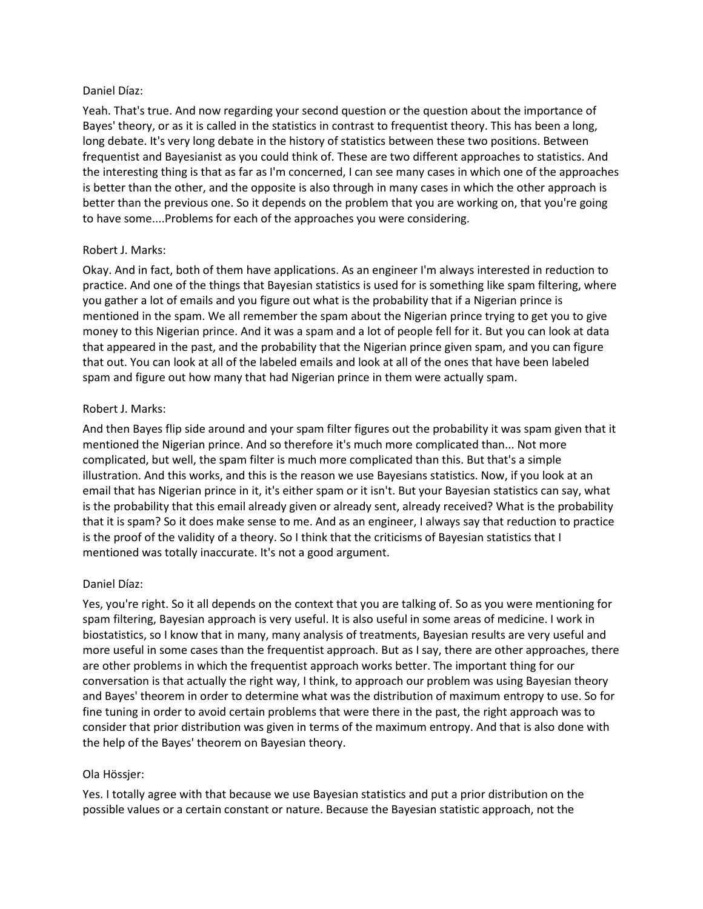Daniel Díaz:

Yeah. That's true. And now regarding your second question or the question about the importance of Bayes' theory, or as it is called in the statistics in contrast to frequentist theory. This has been a long, long debate. It's very long debate in the history of statistics between these two positions. Between frequentist and Bayesianist as you could think of. These are two different approaches to statistics. And the interesting thing is that as far as I'm concerned, I can see many cases in which one of the approaches is better than the other, and the opposite is also through in many cases in which the other approach is better than the previous one. So it depends on the problem that you are working on, that you're going to have some....Problems for each of the approaches you were considering.

Robert J. Marks:

Okay. And in fact, both of them have applications. As an engineer I'm always interested in reduction to practice. And one of the things that Bayesian statistics is used for is something like spam filtering, where you gather a lot of emails and you figure out what is the probability that if a Nigerian prince is mentioned in the spam. We all remember the spam about the Nigerian prince trying to get you to give money to this Nigerian prince. And it was a spam and a lot of people fell for it. But you can look at data that appeared in the past, and the probability that the Nigerian prince given spam, and you can figure that out. You can look at all of the labeled emails and look at all of the ones that have been labeled spam and figure out how many that had Nigerian prince in them were actually spam.

Robert J. Marks:

And then Bayes flip side around and your spam filter figures out the probability it was spam given that it mentioned the Nigerian prince. And so therefore it's much more complicated than... Not more complicated, but well, the spam filter is much more complicated than this. But that's a simple illustration. And this works, and this is the reason we use Bayesians statistics. Now, if you look at an email that has Nigerian prince in it, it's either spam or it isn't. But your Bayesian statistics can say, what is the probability that this email already given or already sent, already received? What is the probability that it is spam? So it does make sense to me. And as an engineer, I always say that reduction to practice is the proof of the validity of a theory. So I think that the criticisms of Bayesian statistics that I mentioned was totally inaccurate. It's not a good argument.

Daniel Díaz:

Yes, you're right. So it all depends on the context that you are talking of. So as you were mentioning for spam filtering, Bayesian approach is very useful. It is also useful in some areas of medicine. I work in biostatistics, so I know that in many, many analysis of treatments, Bayesian results are very useful and more useful in some cases than the frequentist approach. But as I say, there are other approaches, there are other problems in which the frequentist approach works better. The important thing for our conversation is that actually the right way, I think, to approach our problem was using Bayesian theory and Bayes' theorem in order to determine what was the distribution of maximum entropy to use. So for fine tuning in order to avoid certain problems that were there in the past, the right approach was to consider that prior distribution was given in terms of the maximum entropy. And that is also done with the help of the Bayes' theorem on Bayesian theory.

Ola Hössjer:

Yes. I totally agree with that because we use Bayesian statistics and put a prior distribution on the possible values or a certain constant or nature. Because the Bayesian statistic approach, not the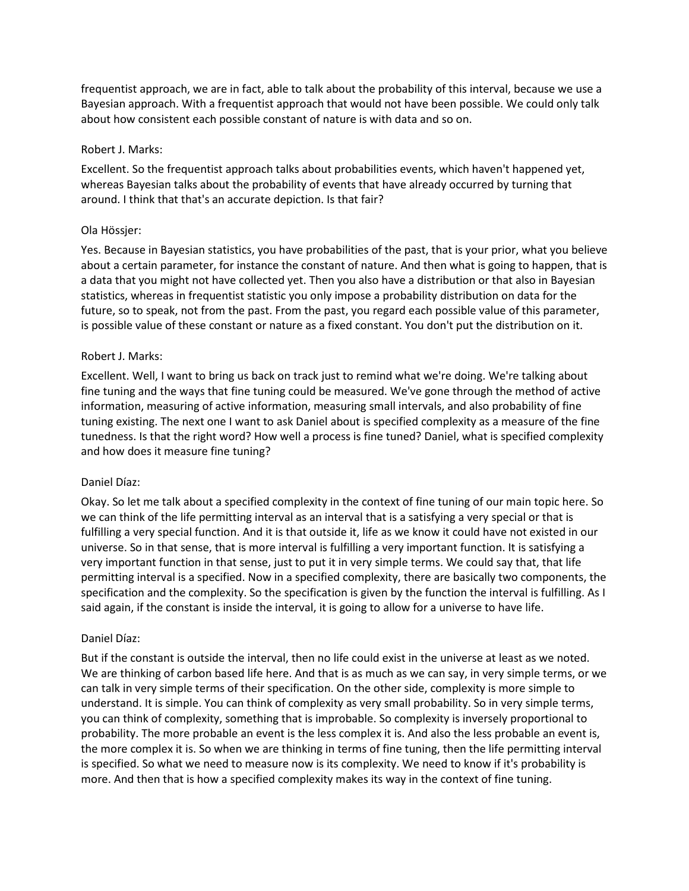frequentist approach, we are in fact, able to talk about the probability of this interval, because we use a Bayesian approach. With a frequentist approach that would not have been possible. We could only talk about how consistent each possible constant of nature is with data and so on.

Robert J. Marks:

Excellent. So the frequentist approach talks about probabilities events, which haven't happened yet, whereas Bayesian talks about the probability of events that have already occurred by turning that around. I think that that's an accurate depiction. Is that fair?

Ola Hössjer:

Yes. Because in Bayesian statistics, you have probabilities of the past, that is your prior, what you believe about a certain parameter, for instance the constant of nature. And then what is going to happen, that is a data that you might not have collected yet. Then you also have a distribution or that also in Bayesian statistics, whereas in frequentist statistic you only impose a probability distribution on data for the future, so to speak, not from the past. From the past, you regard each possible value of this parameter, is possible value of these constant or nature as a fixed constant. You don't put the distribution on it.

Robert J. Marks:

Excellent. Well, I want to bring us back on track just to remind what we're doing. We're talking about fine tuning and the ways that fine tuning could be measured. We've gone through the method of active information, measuring of active information, measuring small intervals, and also probability of fine tuning existing. The next one I want to ask Daniel about is specified complexity as a measure of the fine tunedness. Is that the right word? How well a process is fine tuned? Daniel, what is specified complexity and how does it measure fine tuning?

Daniel Díaz:

Okay. So let me talk about a specified complexity in the context of fine tuning of our main topic here. So we can think of the life permitting interval as an interval that is a satisfying a very special or that is fulfilling a very special function. And it is that outside it, life as we know it could have not existed in our universe. So in that sense, that is more interval is fulfilling a very important function. It is satisfying a very important function in that sense, just to put it in very simple terms. We could say that, that life permitting interval is a specified. Now in a specified complexity, there are basically two components, the specification and the complexity. So the specification is given by the function the interval is fulfilling. As I said again, if the constant is inside the interval, it is going to allow for a universe to have life.

Daniel Díaz:

But if the constant is outside the interval, then no life could exist in the universe at least as we noted. We are thinking of carbon based life here. And that is as much as we can say, in very simple terms, or we can talk in very simple terms of their specification. On the other side, complexity is more simple to understand. It is simple. You can think of complexity as very small probability. So in very simple terms, you can think of complexity, something that is improbable. So complexity is inversely proportional to probability. The more probable an event is the less complex it is. And also the less probable an event is, the more complex it is. So when we are thinking in terms of fine tuning, then the life permitting interval is specified. So what we need to measure now is its complexity. We need to know if it's probability is more. And then that is how a specified complexity makes its way in the context of fine tuning.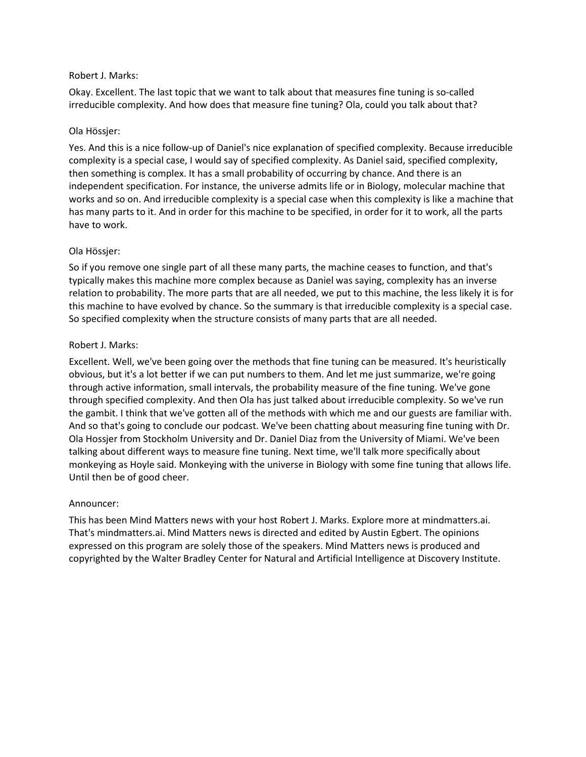Robert J. Marks:

Okay. Excellent. The last topic that we want to talk about that measures fine tuning is so-called irreducible complexity. And how does that measure fine tuning? Ola, could you talk about that?

Ola Hössjer:

Yes. And this is a nice follow-up of Daniel's nice explanation of specified complexity. Because irreducible complexity is a special case, I would say of specified complexity. As Daniel said, specified complexity, then something is complex. It has a small probability of occurring by chance. And there is an independent specification. For instance, the universe admits life or in Biology, molecular machine that works and so on. And irreducible complexity is a special case when this complexity is like a machine that has many parts to it. And in order for this machine to be specified, in order for it to work, all the parts have to work.

Ola Hössjer:

So if you remove one single part of all these many parts, the machine ceases to function, and that's typically makes this machine more complex because as Daniel was saying, complexity has an inverse relation to probability. The more parts that are all needed, we put to this machine, the less likely it is for this machine to have evolved by chance. So the summary is that irreducible complexity is a special case. So specified complexity when the structure consists of many parts that are all needed.

Robert J. Marks:

Excellent. Well, we've been going over the methods that fine tuning can be measured. It's heuristically obvious, but it's a lot better if we can put numbers to them. And let me just summarize, we're going through active information, small intervals, the probability measure of the fine tuning. We've gone through specified complexity. And then Ola has just talked about irreducible complexity. So we've run the gambit. I think that we've gotten all of the methods with which me and our guests are familiar with. And so that's going to conclude our podcast. We've been chatting about measuring fine tuning with Dr. Ola Hossjer from Stockholm University and Dr. Daniel Diaz from the University of Miami. We've been talking about different ways to measure fine tuning. Next time, we'll talk more specifically about monkeying as Hoyle said. Monkeying with the universe in Biology with some fine tuning that allows life. Until then be of good cheer.

Announcer:

This has been Mind Matters news with your host Robert J. Marks. Explore more at mindmatters.ai. That's mindmatters.ai. Mind Matters news is directed and edited by Austin Egbert. The opinions expressed on this program are solely those of the speakers. Mind Matters news is produced and copyrighted by the Walter Bradley Center for Natural and Artificial Intelligence at Discovery Institute.